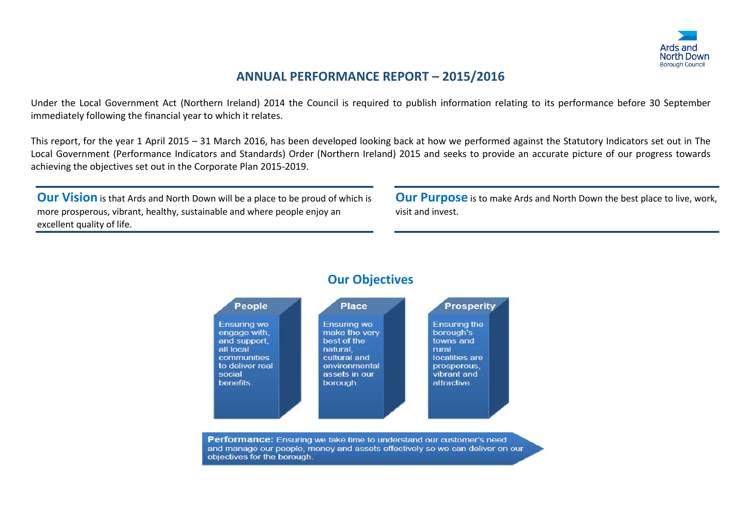# ANNUAL PERFORMANCE REPORT – 2015/2016

Under the Local Government Act (Northern Ireland) 2014 the Council is required to publish information relating to its performance before 30 September immediately following the financial year to which it relates.

This report, for the year 1 April 2015 – 31 March 2016, has been developed looking back at how we performed against the Statutory Indicators set out in The Local Government (Performance Indicators and Standards) Order (Northern Ireland) 2015 and seeks to provide an accurate picture of our progress towards achieving the objectives set out in the Corporate Plan 2015-2019.

**Our Vision** is that Ards and North Down will be a place to be proud of which is more prosperous, vibrant, healthy, sustainable and where people enjoy an excellent quality of life.

**Our Purpose** is to make Ards and North Down the best place to live, work, visit and invest.

## Our Objectives

**People**

Ensuring we engage with, and support, all local communities to deliver real social benefits.

**Place**

Ensuring we make the very best of the natural, cultural and environmental assets in our borough.

**Prosperity**

Ensuring the borough's towns and rural localities are prosperous, vibrant and attractive.

**Performance:** Ensuring we take time to understand our customer's need and manage our people, money and assets effectively so we can deliver on our objectives for the borough.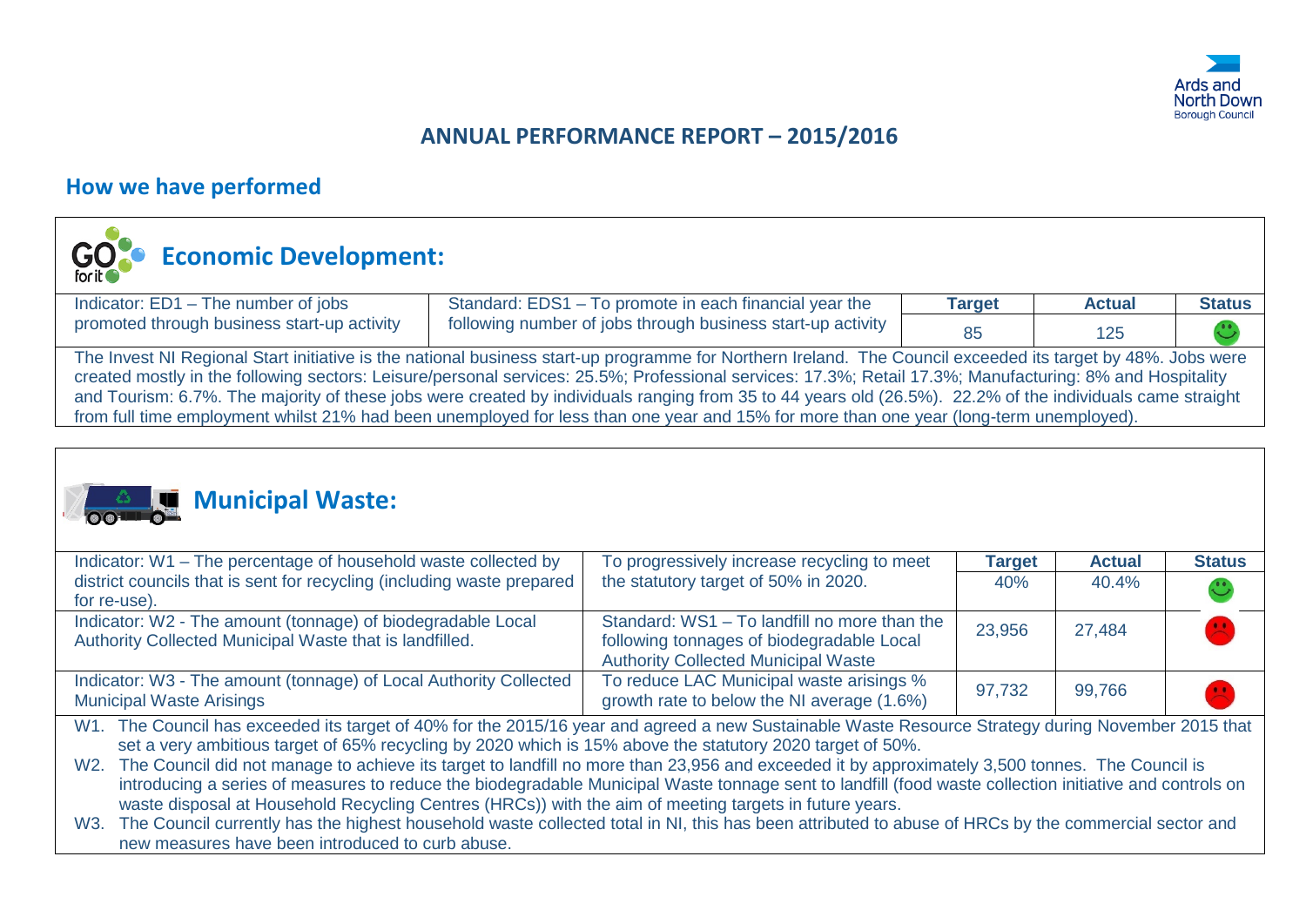# ANNUAL PERFORMANCE REPORT – 2015/2016

## How we have performed

### Economic Development:

| Indicator | Standard | Target | Actual | Status |
|---|---|---|---|---|
| Indicator: ED1 – The number of jobs promoted through business start-up activity | Standard: EDS1 – To promote in each financial year the following number of jobs through business start-up activity | 85 | 125 | 🙂 |

The Invest NI Regional Start initiative is the national business start-up programme for Northern Ireland. The Council exceeded its target by 48%. Jobs were created mostly in the following sectors: Leisure/personal services: 25.5%; Professional services: 17.3%; Retail 17.3%; Manufacturing: 8% and Hospitality and Tourism: 6.7%. The majority of these jobs were created by individuals ranging from 35 to 44 years old (26.5%). 22.2% of the individuals came straight from full time employment whilst 21% had been unemployed for less than one year and 15% for more than one year (long-term unemployed).

### Municipal Waste:

| Indicator | Standard | Target | Actual | Status |
|---|---|---|---|---|
| Indicator: W1 – The percentage of household waste collected by district councils that is sent for recycling (including waste prepared for re-use). | To progressively increase recycling to meet the statutory target of 50% in 2020. | 40% | 40.4% | 🙂 |
| Indicator: W2 - The amount (tonnage) of biodegradable Local Authority Collected Municipal Waste that is landfilled. | Standard: WS1 – To landfill no more than the following tonnages of biodegradable Local Authority Collected Municipal Waste | 23,956 | 27,484 | ☹️ |
| Indicator: W3 - The amount (tonnage) of Local Authority Collected Municipal Waste Arisings | To reduce LAC Municipal waste arisings % growth rate to below the NI average (1.6%) | 97,732 | 99,766 | ☹️ |

W1. The Council has exceeded its target of 40% for the 2015/16 year and agreed a new Sustainable Waste Resource Strategy during November 2015 that set a very ambitious target of 65% recycling by 2020 which is 15% above the statutory 2020 target of 50%.

W2. The Council did not manage to achieve its target to landfill no more than 23,956 and exceeded it by approximately 3,500 tonnes. The Council is introducing a series of measures to reduce the biodegradable Municipal Waste tonnage sent to landfill (food waste collection initiative and controls on waste disposal at Household Recycling Centres (HRCs)) with the aim of meeting targets in future years.

W3. The Council currently has the highest household waste collected total in NI, this has been attributed to abuse of HRCs by the commercial sector and new measures have been introduced to curb abuse.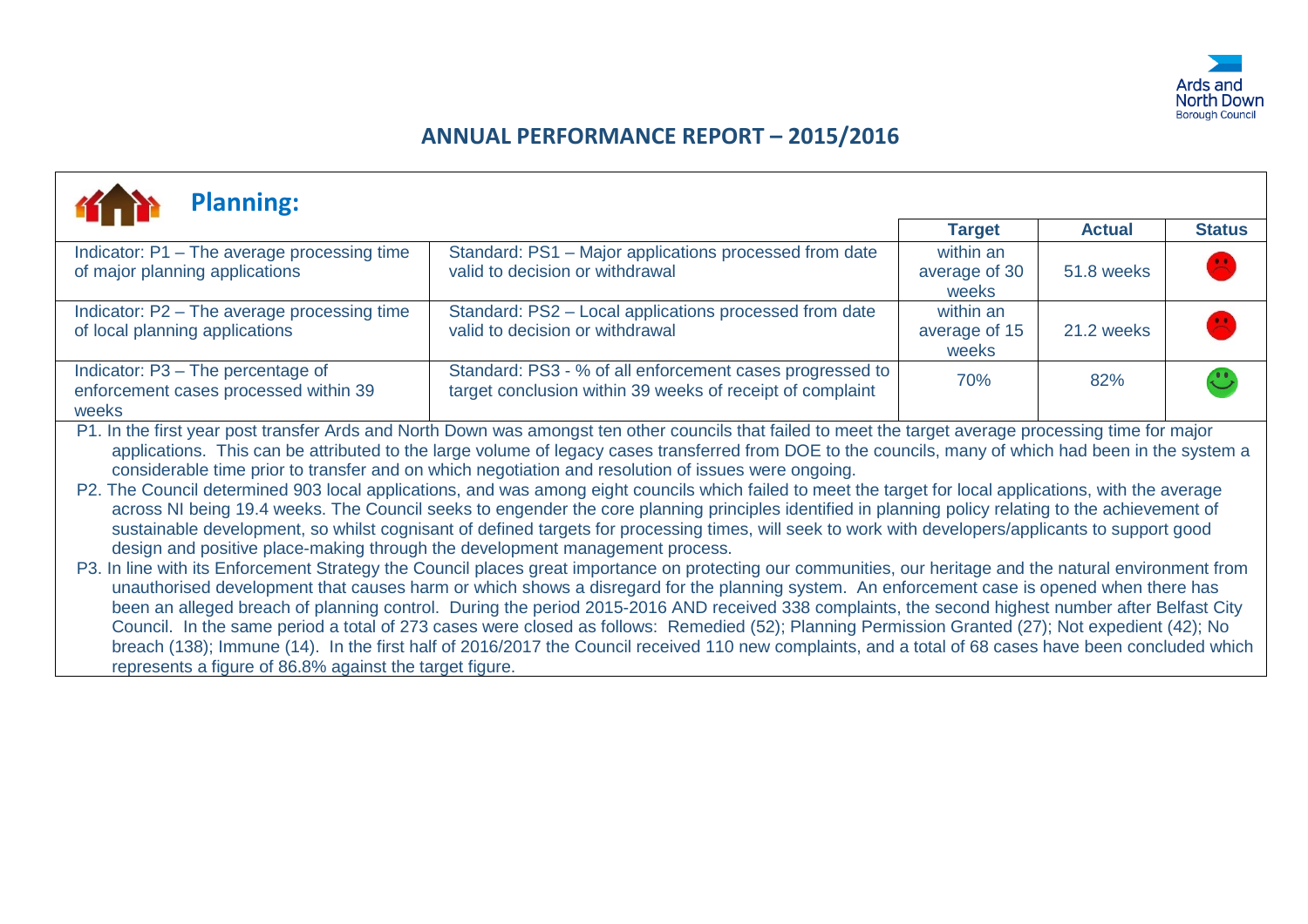Ards and North Down Borough Council

# ANNUAL PERFORMANCE REPORT – 2015/2016

## Planning:

| | | Target | Actual | Status |
|---|---|---|---|---|
| Indicator: P1 – The average processing time of major planning applications | Standard: PS1 – Major applications processed from date valid to decision or withdrawal | within an average of 30 weeks | 51.8 weeks | ☹ |
| Indicator: P2 – The average processing time of local planning applications | Standard: PS2 – Local applications processed from date valid to decision or withdrawal | within an average of 15 weeks | 21.2 weeks | ☹ |
| Indicator: P3 – The percentage of enforcement cases processed within 39 weeks | Standard: PS3 - % of all enforcement cases progressed to target conclusion within 39 weeks of receipt of complaint | 70% | 82% | ☺ |

P1. In the first year post transfer Ards and North Down was amongst ten other councils that failed to meet the target average processing time for major applications. This can be attributed to the large volume of legacy cases transferred from DOE to the councils, many of which had been in the system a considerable time prior to transfer and on which negotiation and resolution of issues were ongoing.

P2. The Council determined 903 local applications, and was among eight councils which failed to meet the target for local applications, with the average across NI being 19.4 weeks. The Council seeks to engender the core planning principles identified in planning policy relating to the achievement of sustainable development, so whilst cognisant of defined targets for processing times, will seek to work with developers/applicants to support good design and positive place-making through the development management process.

P3. In line with its Enforcement Strategy the Council places great importance on protecting our communities, our heritage and the natural environment from unauthorised development that causes harm or which shows a disregard for the planning system. An enforcement case is opened when there has been an alleged breach of planning control. During the period 2015-2016 AND received 338 complaints, the second highest number after Belfast City Council. In the same period a total of 273 cases were closed as follows: Remedied (52); Planning Permission Granted (27); Not expedient (42); No breach (138); Immune (14). In the first half of 2016/2017 the Council received 110 new complaints, and a total of 68 cases have been concluded which represents a figure of 86.8% against the target figure.